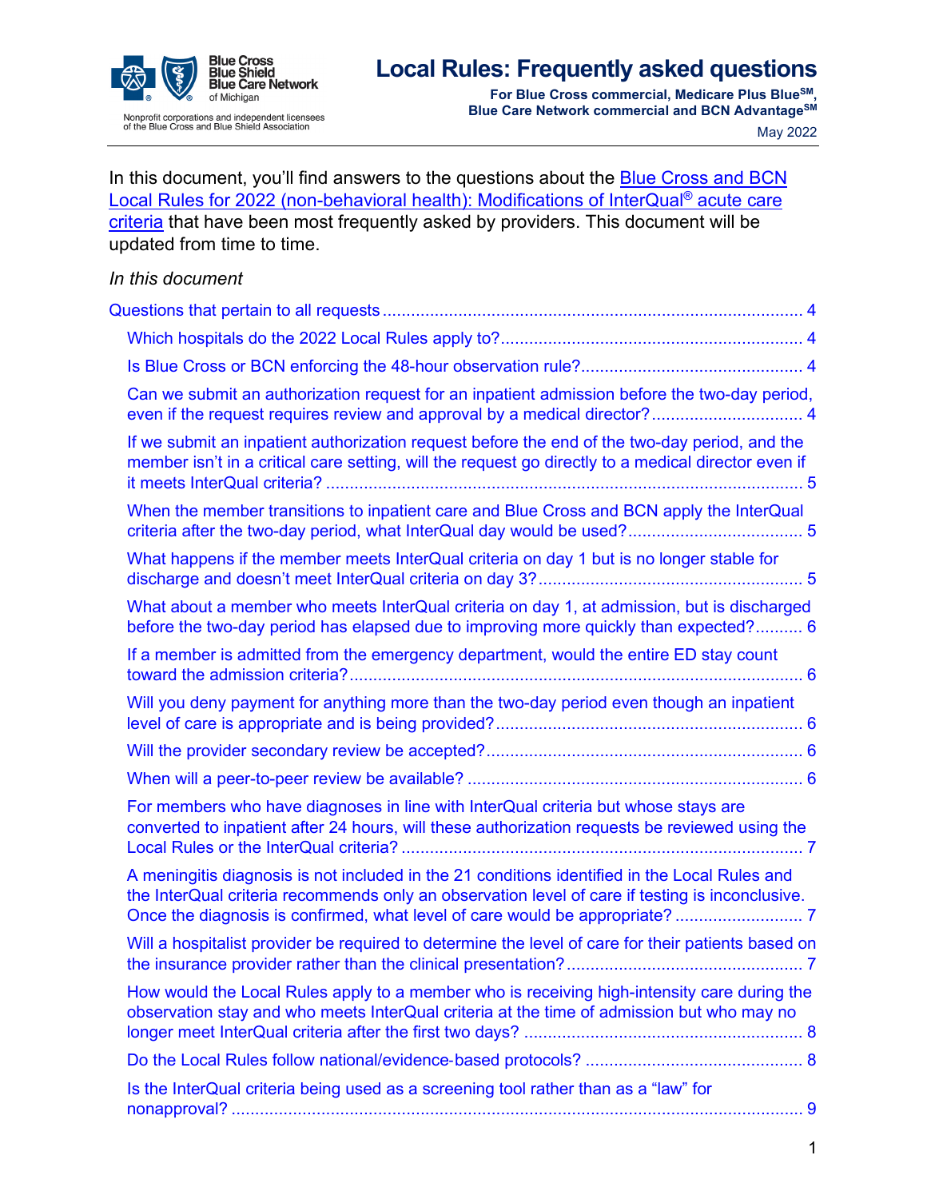Blue Cross Blue Shield Blue Care Network of Michigan

Nonprofit corporations and independent licensees of the Blue Cross and Blue Shield Association

# Local Rules: Frequently asked questions

**For Blue Cross commercial, Medicare Plus Blue℠, Blue Care Network commercial and BCN Advantage℠**

May 2022

In this document, you'll find answers to the questions about the Blue Cross and BCN Local Rules for 2022 (non-behavioral health): Modifications of InterQual® acute care criteria that have been most frequently asked by providers. This document will be updated from time to time.

*In this document*

- Questions that pertain to all requests ... 4
  - Which hospitals do the 2022 Local Rules apply to? ... 4
  - Is Blue Cross or BCN enforcing the 48-hour observation rule? ... 4
  - Can we submit an authorization request for an inpatient admission before the two-day period, even if the request requires review and approval by a medical director? ... 4
  - If we submit an inpatient authorization request before the end of the two-day period, and the member isn't in a critical care setting, will the request go directly to a medical director even if it meets InterQual criteria? ... 5
  - When the member transitions to inpatient care and Blue Cross and BCN apply the InterQual criteria after the two-day period, what InterQual day would be used? ... 5
  - What happens if the member meets InterQual criteria on day 1 but is no longer stable for discharge and doesn't meet InterQual criteria on day 3? ... 5
  - What about a member who meets InterQual criteria on day 1, at admission, but is discharged before the two-day period has elapsed due to improving more quickly than expected? ... 6
  - If a member is admitted from the emergency department, would the entire ED stay count toward the admission criteria? ... 6
  - Will you deny payment for anything more than the two-day period even though an inpatient level of care is appropriate and is being provided? ... 6
  - Will the provider secondary review be accepted? ... 6
  - When will a peer-to-peer review be available? ... 6
  - For members who have diagnoses in line with InterQual criteria but whose stays are converted to inpatient after 24 hours, will these authorization requests be reviewed using the Local Rules or the InterQual criteria? ... 7
  - A meningitis diagnosis is not included in the 21 conditions identified in the Local Rules and the InterQual criteria recommends only an observation level of care if testing is inconclusive. Once the diagnosis is confirmed, what level of care would be appropriate? ... 7
  - Will a hospitalist provider be required to determine the level of care for their patients based on the insurance provider rather than the clinical presentation? ... 7
  - How would the Local Rules apply to a member who is receiving high-intensity care during the observation stay and who meets InterQual criteria at the time of admission but who may no longer meet InterQual criteria after the first two days? ... 8
  - Do the Local Rules follow national/evidence-based protocols? ... 8
  - Is the InterQual criteria being used as a screening tool rather than as a "law" for nonapproval? ... 9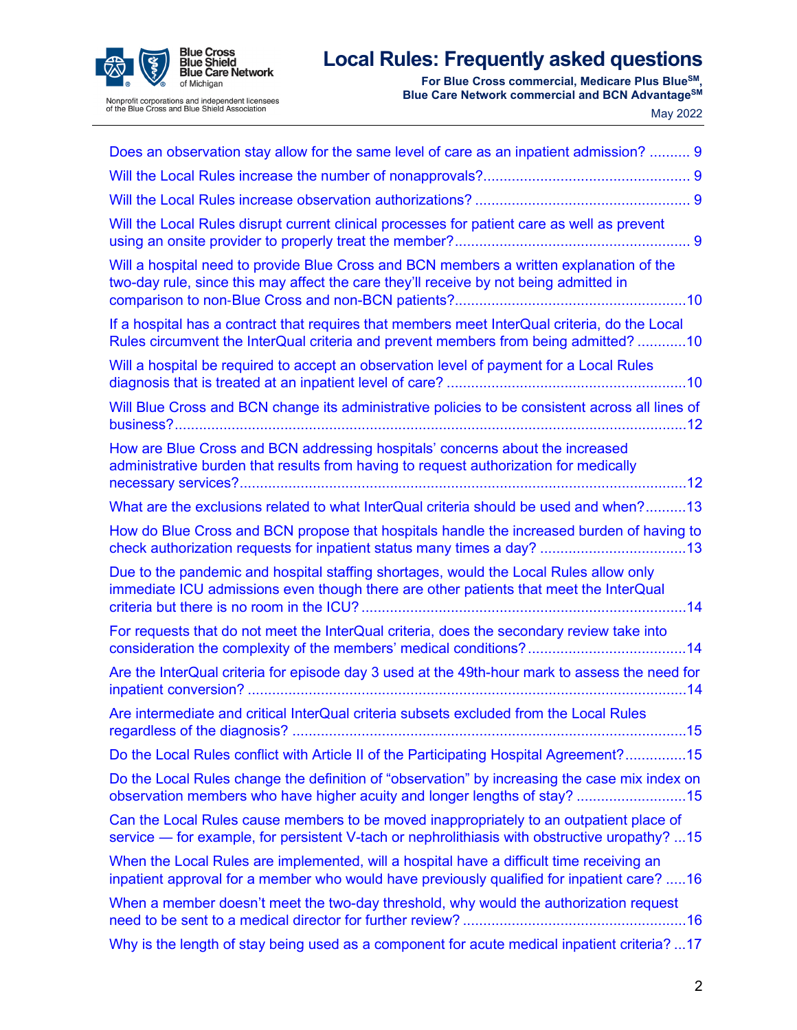Does an observation stay allow for the same level of care as an inpatient admission? .......... 9

Will the Local Rules increase the number of nonapprovals?.................................................. 9

Will the Local Rules increase observation authorizations? .................................................... 9

Will the Local Rules disrupt current clinical processes for patient care as well as prevent using an onsite provider to properly treat the member?......................................................... 9

Will a hospital need to provide Blue Cross and BCN members a written explanation of the two-day rule, since this may affect the care they'll receive by not being admitted in comparison to non-Blue Cross and non-BCN patients?........................................................10

If a hospital has a contract that requires that members meet InterQual criteria, do the Local Rules circumvent the InterQual criteria and prevent members from being admitted? ............10

Will a hospital be required to accept an observation level of payment for a Local Rules diagnosis that is treated at an inpatient level of care? ..........................................................10

Will Blue Cross and BCN change its administrative policies to be consistent across all lines of business?.............................................................................................................................12

How are Blue Cross and BCN addressing hospitals' concerns about the increased administrative burden that results from having to request authorization for medically necessary services?..............................................................................................................12

What are the exclusions related to what InterQual criteria should be used and when?..........13

How do Blue Cross and BCN propose that hospitals handle the increased burden of having to check authorization requests for inpatient status many times a day? ....................................13

Due to the pandemic and hospital staffing shortages, would the Local Rules allow only immediate ICU admissions even though there are other patients that meet the InterQual criteria but there is no room in the ICU? ................................................................................14

For requests that do not meet the InterQual criteria, does the secondary review take into consideration the complexity of the members' medical conditions?.......................................14

Are the InterQual criteria for episode day 3 used at the 49th-hour mark to assess the need for inpatient conversion? ..........................................................................................................14

Are intermediate and critical InterQual criteria subsets excluded from the Local Rules regardless of the diagnosis? ................................................................................................15

Do the Local Rules conflict with Article II of the Participating Hospital Agreement?...............15

Do the Local Rules change the definition of "observation" by increasing the case mix index on observation members who have higher acuity and longer lengths of stay? ...........................15

Can the Local Rules cause members to be moved inappropriately to an outpatient place of service — for example, for persistent V-tach or nephrolithiasis with obstructive uropathy? ...15

When the Local Rules are implemented, will a hospital have a difficult time receiving an inpatient approval for a member who would have previously qualified for inpatient care? .....16

When a member doesn't meet the two-day threshold, why would the authorization request need to be sent to a medical director for further review? ......................................................16

Why is the length of stay being used as a component for acute medical inpatient criteria? ...17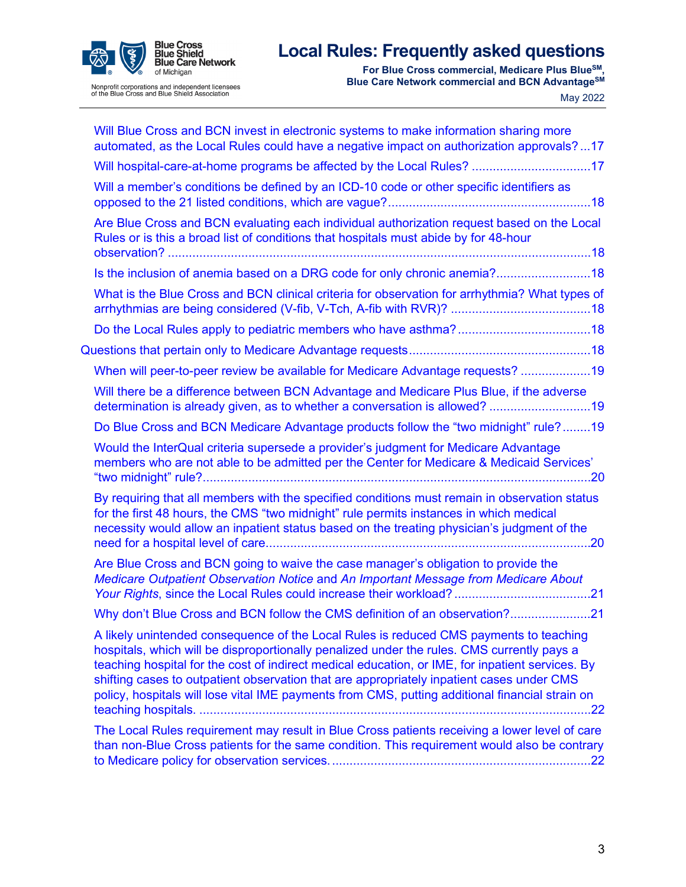Will Blue Cross and BCN invest in electronic systems to make information sharing more automated, as the Local Rules could have a negative impact on authorization approvals? ...17

Will hospital-care-at-home programs be affected by the Local Rules? ..................................17

Will a member's conditions be defined by an ICD-10 code or other specific identifiers as opposed to the 21 listed conditions, which are vague? ..........................................................18

Are Blue Cross and BCN evaluating each individual authorization request based on the Local Rules or is this a broad list of conditions that hospitals must abide by for 48-hour observation? ........................................................................................................................18

Is the inclusion of anemia based on a DRG code for only chronic anemia? ...........................18

What is the Blue Cross and BCN clinical criteria for observation for arrhythmia? What types of arrhythmias are being considered (V-fib, V-Tch, A-fib with RVR)? ........................................18

Do the Local Rules apply to pediatric members who have asthma? ......................................18

Questions that pertain only to Medicare Advantage requests ....................................................18

When will peer-to-peer review be available for Medicare Advantage requests? ....................19

Will there be a difference between BCN Advantage and Medicare Plus Blue, if the adverse determination is already given, as to whether a conversation is allowed? .............................19

Do Blue Cross and BCN Medicare Advantage products follow the "two midnight" rule? ........19

Would the InterQual criteria supersede a provider's judgment for Medicare Advantage members who are not able to be admitted per the Center for Medicare & Medicaid Services' "two midnight" rule? ..............................................................................................................20

By requiring that all members with the specified conditions must remain in observation status for the first 48 hours, the CMS "two midnight" rule permits instances in which medical necessity would allow an inpatient status based on the treating physician's judgment of the need for a hospital level of care ............................................................................................20

Are Blue Cross and BCN going to waive the case manager's obligation to provide the *Medicare Outpatient Observation Notice* and *An Important Message from Medicare About Your Rights*, since the Local Rules could increase their workload? .......................................21

Why don't Blue Cross and BCN follow the CMS definition of an observation? .......................21

A likely unintended consequence of the Local Rules is reduced CMS payments to teaching hospitals, which will be disproportionally penalized under the rules. CMS currently pays a teaching hospital for the cost of indirect medical education, or IME, for inpatient services. By shifting cases to outpatient observation that are appropriately inpatient cases under CMS policy, hospitals will lose vital IME payments from CMS, putting additional financial strain on teaching hospitals. ...............................................................................................................22

The Local Rules requirement may result in Blue Cross patients receiving a lower level of care than non-Blue Cross patients for the same condition. This requirement would also be contrary to Medicare policy for observation services. ..........................................................................22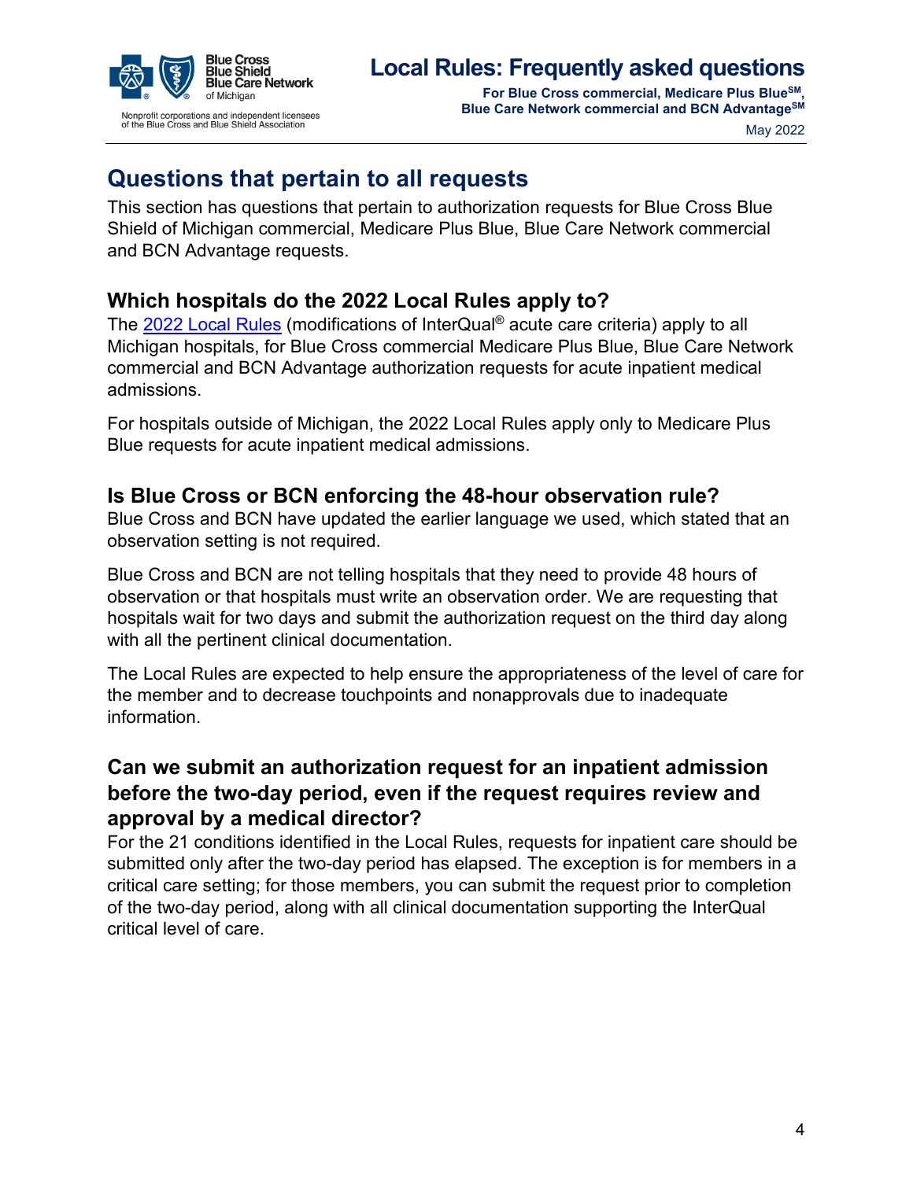## Questions that pertain to all requests

This section has questions that pertain to authorization requests for Blue Cross Blue Shield of Michigan commercial, Medicare Plus Blue, Blue Care Network commercial and BCN Advantage requests.

### Which hospitals do the 2022 Local Rules apply to?

The 2022 Local Rules (modifications of InterQual® acute care criteria) apply to all Michigan hospitals, for Blue Cross commercial Medicare Plus Blue, Blue Care Network commercial and BCN Advantage authorization requests for acute inpatient medical admissions.

For hospitals outside of Michigan, the 2022 Local Rules apply only to Medicare Plus Blue requests for acute inpatient medical admissions.

### Is Blue Cross or BCN enforcing the 48-hour observation rule?

Blue Cross and BCN have updated the earlier language we used, which stated that an observation setting is not required.

Blue Cross and BCN are not telling hospitals that they need to provide 48 hours of observation or that hospitals must write an observation order. We are requesting that hospitals wait for two days and submit the authorization request on the third day along with all the pertinent clinical documentation.

The Local Rules are expected to help ensure the appropriateness of the level of care for the member and to decrease touchpoints and nonapprovals due to inadequate information.

### Can we submit an authorization request for an inpatient admission before the two-day period, even if the request requires review and approval by a medical director?

For the 21 conditions identified in the Local Rules, requests for inpatient care should be submitted only after the two-day period has elapsed. The exception is for members in a critical care setting; for those members, you can submit the request prior to completion of the two-day period, along with all clinical documentation supporting the InterQual critical level of care.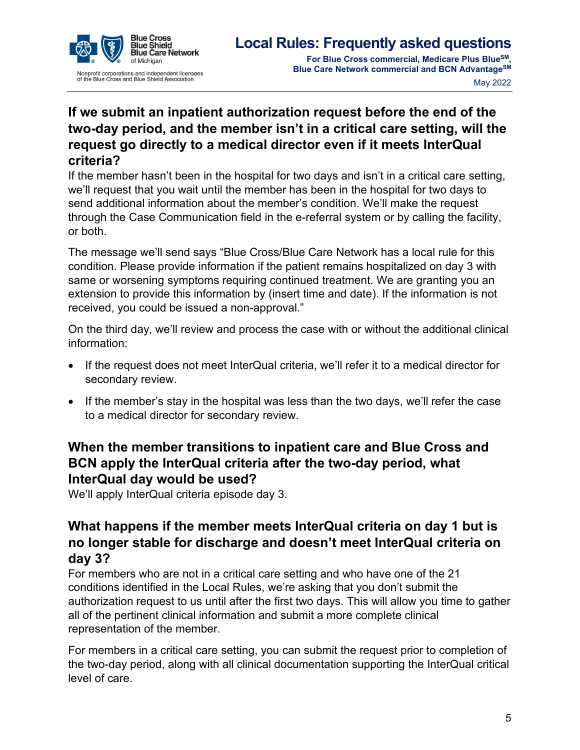## If we submit an inpatient authorization request before the end of the two-day period, and the member isn't in a critical care setting, will the request go directly to a medical director even if it meets InterQual criteria?

If the member hasn't been in the hospital for two days and isn't in a critical care setting, we'll request that you wait until the member has been in the hospital for two days to send additional information about the member's condition. We'll make the request through the Case Communication field in the e-referral system or by calling the facility, or both.

The message we'll send says "Blue Cross/Blue Care Network has a local rule for this condition. Please provide information if the patient remains hospitalized on day 3 with same or worsening symptoms requiring continued treatment. We are granting you an extension to provide this information by (insert time and date). If the information is not received, you could be issued a non-approval."

On the third day, we'll review and process the case with or without the additional clinical information:

- If the request does not meet InterQual criteria, we'll refer it to a medical director for secondary review.
- If the member's stay in the hospital was less than the two days, we'll refer the case to a medical director for secondary review.

## When the member transitions to inpatient care and Blue Cross and BCN apply the InterQual criteria after the two-day period, what InterQual day would be used?

We'll apply InterQual criteria episode day 3.

## What happens if the member meets InterQual criteria on day 1 but is no longer stable for discharge and doesn't meet InterQual criteria on day 3?

For members who are not in a critical care setting and who have one of the 21 conditions identified in the Local Rules, we're asking that you don't submit the authorization request to us until after the first two days. This will allow you time to gather all of the pertinent clinical information and submit a more complete clinical representation of the member.

For members in a critical care setting, you can submit the request prior to completion of the two-day period, along with all clinical documentation supporting the InterQual critical level of care.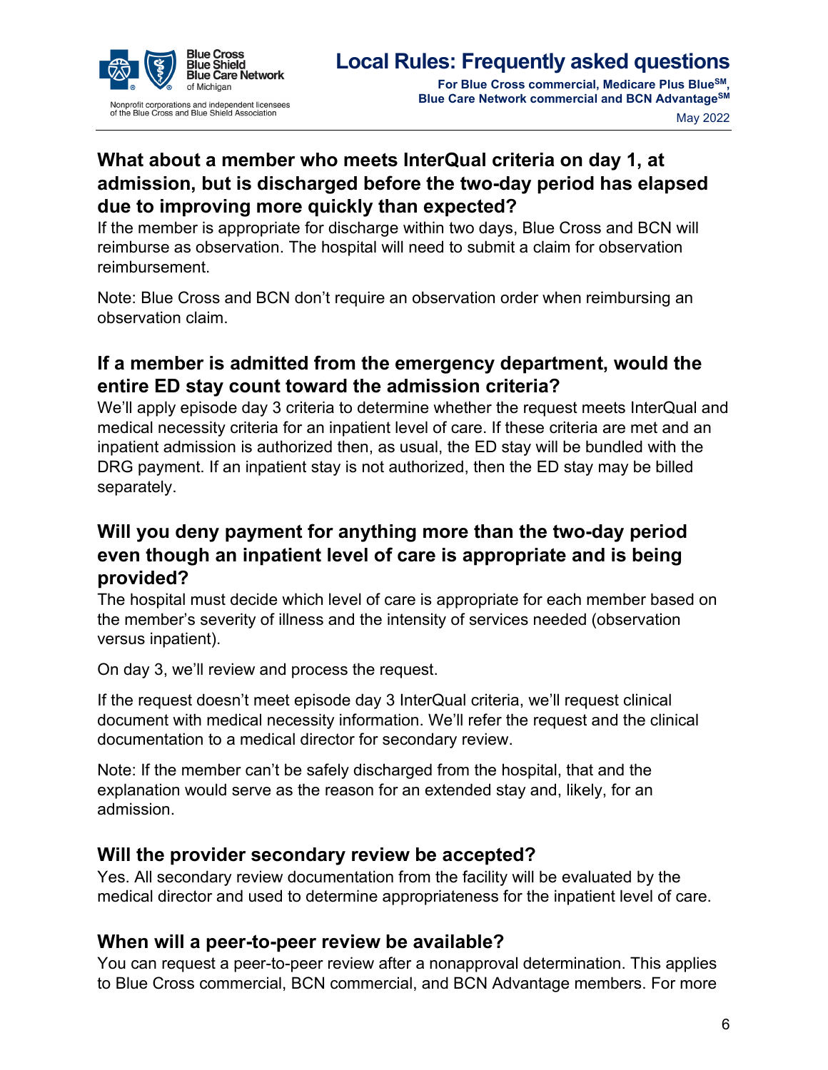### What about a member who meets InterQual criteria on day 1, at admission, but is discharged before the two-day period has elapsed due to improving more quickly than expected?

If the member is appropriate for discharge within two days, Blue Cross and BCN will reimburse as observation. The hospital will need to submit a claim for observation reimbursement.

Note: Blue Cross and BCN don't require an observation order when reimbursing an observation claim.

### If a member is admitted from the emergency department, would the entire ED stay count toward the admission criteria?

We'll apply episode day 3 criteria to determine whether the request meets InterQual and medical necessity criteria for an inpatient level of care. If these criteria are met and an inpatient admission is authorized then, as usual, the ED stay will be bundled with the DRG payment. If an inpatient stay is not authorized, then the ED stay may be billed separately.

### Will you deny payment for anything more than the two-day period even though an inpatient level of care is appropriate and is being provided?

The hospital must decide which level of care is appropriate for each member based on the member's severity of illness and the intensity of services needed (observation versus inpatient).

On day 3, we'll review and process the request.

If the request doesn't meet episode day 3 InterQual criteria, we'll request clinical document with medical necessity information. We'll refer the request and the clinical documentation to a medical director for secondary review.

Note: If the member can't be safely discharged from the hospital, that and the explanation would serve as the reason for an extended stay and, likely, for an admission.

### Will the provider secondary review be accepted?

Yes. All secondary review documentation from the facility will be evaluated by the medical director and used to determine appropriateness for the inpatient level of care.

### When will a peer-to-peer review be available?

You can request a peer-to-peer review after a nonapproval determination. This applies to Blue Cross commercial, BCN commercial, and BCN Advantage members. For more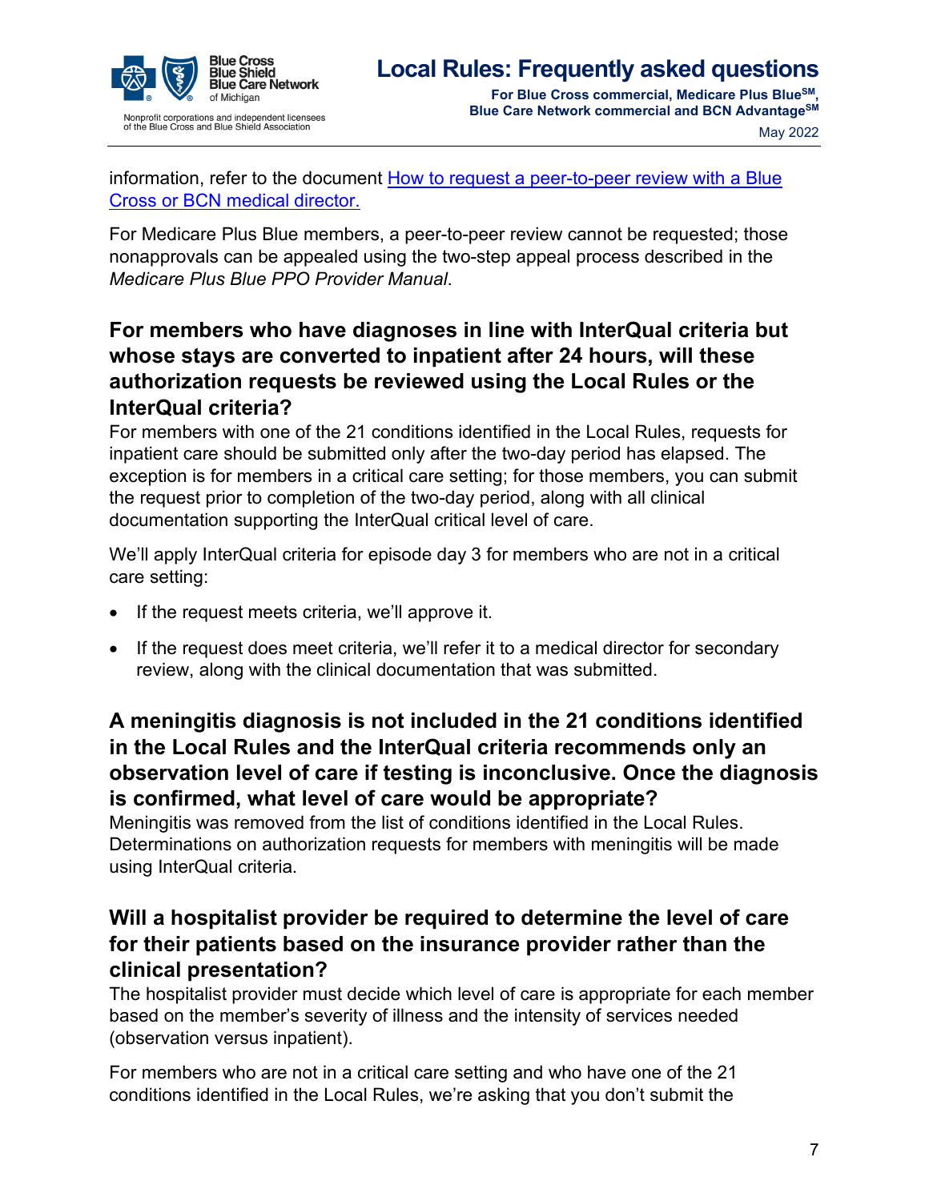information, refer to the document [How to request a peer-to-peer review with a Blue Cross or BCN medical director.](#)

For Medicare Plus Blue members, a peer-to-peer review cannot be requested; those nonapprovals can be appealed using the two-step appeal process described in the *Medicare Plus Blue PPO Provider Manual*.

## For members who have diagnoses in line with InterQual criteria but whose stays are converted to inpatient after 24 hours, will these authorization requests be reviewed using the Local Rules or the InterQual criteria?

For members with one of the 21 conditions identified in the Local Rules, requests for inpatient care should be submitted only after the two-day period has elapsed. The exception is for members in a critical care setting; for those members, you can submit the request prior to completion of the two-day period, along with all clinical documentation supporting the InterQual critical level of care.

We'll apply InterQual criteria for episode day 3 for members who are not in a critical care setting:

- If the request meets criteria, we'll approve it.
- If the request does meet criteria, we'll refer it to a medical director for secondary review, along with the clinical documentation that was submitted.

## A meningitis diagnosis is not included in the 21 conditions identified in the Local Rules and the InterQual criteria recommends only an observation level of care if testing is inconclusive. Once the diagnosis is confirmed, what level of care would be appropriate?

Meningitis was removed from the list of conditions identified in the Local Rules. Determinations on authorization requests for members with meningitis will be made using InterQual criteria.

## Will a hospitalist provider be required to determine the level of care for their patients based on the insurance provider rather than the clinical presentation?

The hospitalist provider must decide which level of care is appropriate for each member based on the member's severity of illness and the intensity of services needed (observation versus inpatient).

For members who are not in a critical care setting and who have one of the 21 conditions identified in the Local Rules, we're asking that you don't submit the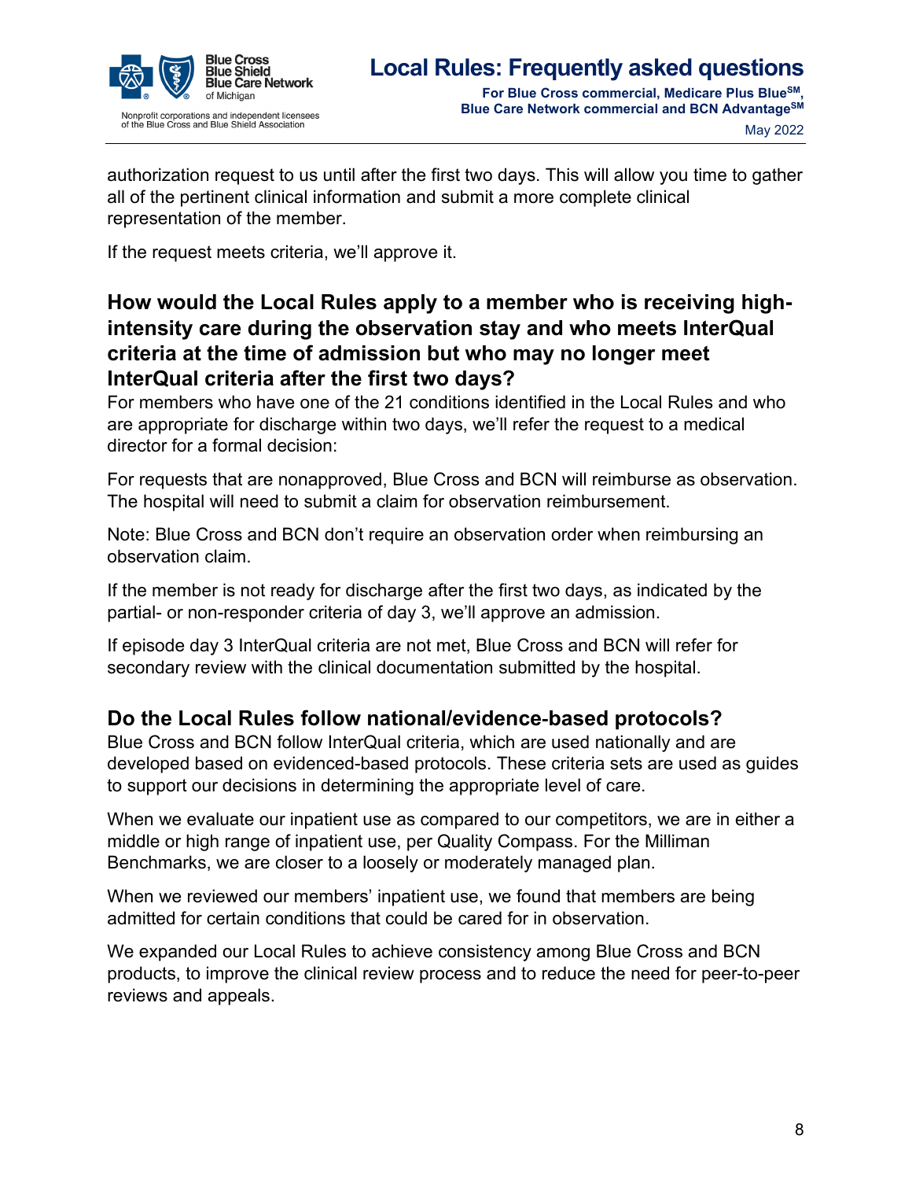authorization request to us until after the first two days. This will allow you time to gather all of the pertinent clinical information and submit a more complete clinical representation of the member.

If the request meets criteria, we'll approve it.

## How would the Local Rules apply to a member who is receiving high-intensity care during the observation stay and who meets InterQual criteria at the time of admission but who may no longer meet InterQual criteria after the first two days?

For members who have one of the 21 conditions identified in the Local Rules and who are appropriate for discharge within two days, we'll refer the request to a medical director for a formal decision:

For requests that are nonapproved, Blue Cross and BCN will reimburse as observation. The hospital will need to submit a claim for observation reimbursement.

Note: Blue Cross and BCN don't require an observation order when reimbursing an observation claim.

If the member is not ready for discharge after the first two days, as indicated by the partial- or non-responder criteria of day 3, we'll approve an admission.

If episode day 3 InterQual criteria are not met, Blue Cross and BCN will refer for secondary review with the clinical documentation submitted by the hospital.

## Do the Local Rules follow national/evidence-based protocols?

Blue Cross and BCN follow InterQual criteria, which are used nationally and are developed based on evidenced-based protocols. These criteria sets are used as guides to support our decisions in determining the appropriate level of care.

When we evaluate our inpatient use as compared to our competitors, we are in either a middle or high range of inpatient use, per Quality Compass. For the Milliman Benchmarks, we are closer to a loosely or moderately managed plan.

When we reviewed our members' inpatient use, we found that members are being admitted for certain conditions that could be cared for in observation.

We expanded our Local Rules to achieve consistency among Blue Cross and BCN products, to improve the clinical review process and to reduce the need for peer-to-peer reviews and appeals.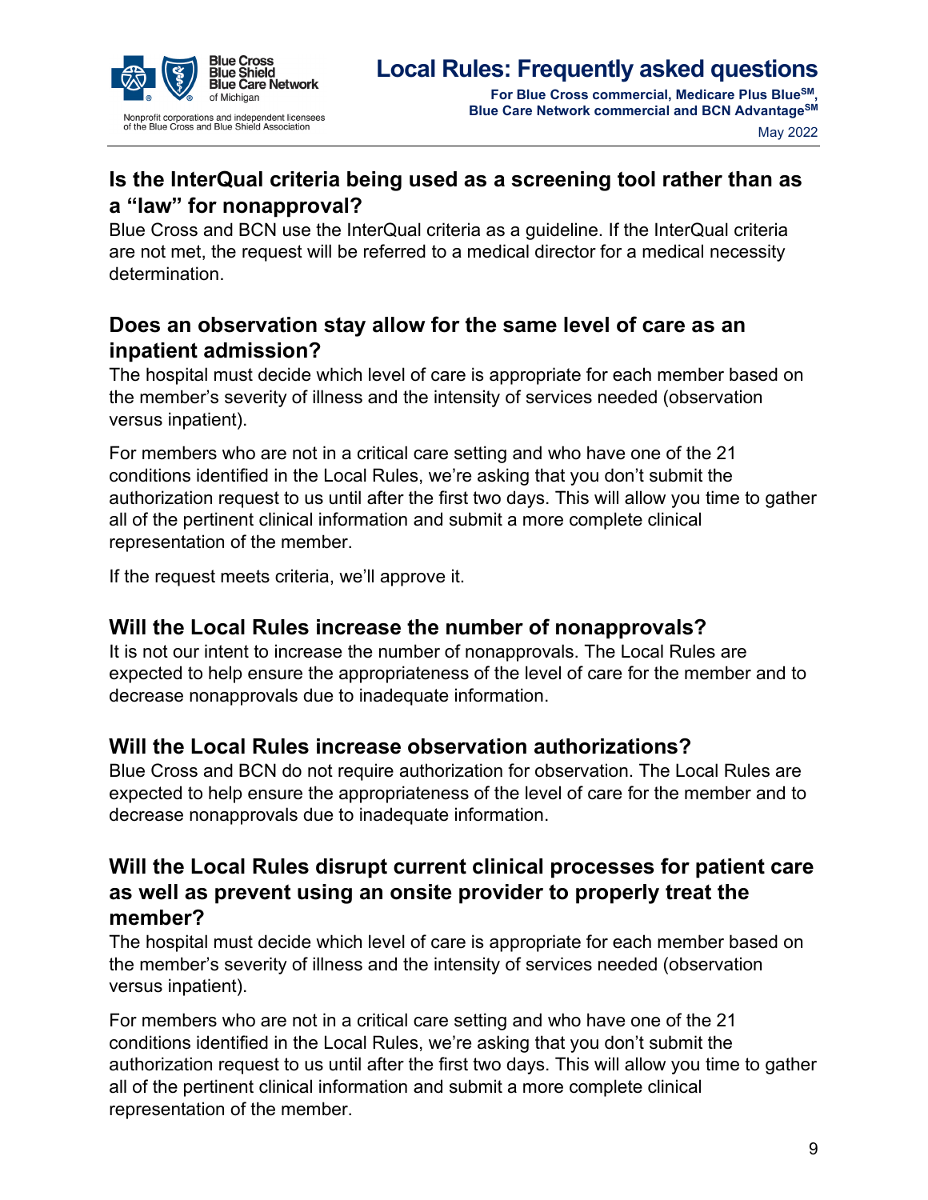## Is the InterQual criteria being used as a screening tool rather than as a "law" for nonapproval?

Blue Cross and BCN use the InterQual criteria as a guideline. If the InterQual criteria are not met, the request will be referred to a medical director for a medical necessity determination.

## Does an observation stay allow for the same level of care as an inpatient admission?

The hospital must decide which level of care is appropriate for each member based on the member's severity of illness and the intensity of services needed (observation versus inpatient).

For members who are not in a critical care setting and who have one of the 21 conditions identified in the Local Rules, we're asking that you don't submit the authorization request to us until after the first two days. This will allow you time to gather all of the pertinent clinical information and submit a more complete clinical representation of the member.

If the request meets criteria, we'll approve it.

## Will the Local Rules increase the number of nonapprovals?

It is not our intent to increase the number of nonapprovals. The Local Rules are expected to help ensure the appropriateness of the level of care for the member and to decrease nonapprovals due to inadequate information.

## Will the Local Rules increase observation authorizations?

Blue Cross and BCN do not require authorization for observation. The Local Rules are expected to help ensure the appropriateness of the level of care for the member and to decrease nonapprovals due to inadequate information.

## Will the Local Rules disrupt current clinical processes for patient care as well as prevent using an onsite provider to properly treat the member?

The hospital must decide which level of care is appropriate for each member based on the member's severity of illness and the intensity of services needed (observation versus inpatient).

For members who are not in a critical care setting and who have one of the 21 conditions identified in the Local Rules, we're asking that you don't submit the authorization request to us until after the first two days. This will allow you time to gather all of the pertinent clinical information and submit a more complete clinical representation of the member.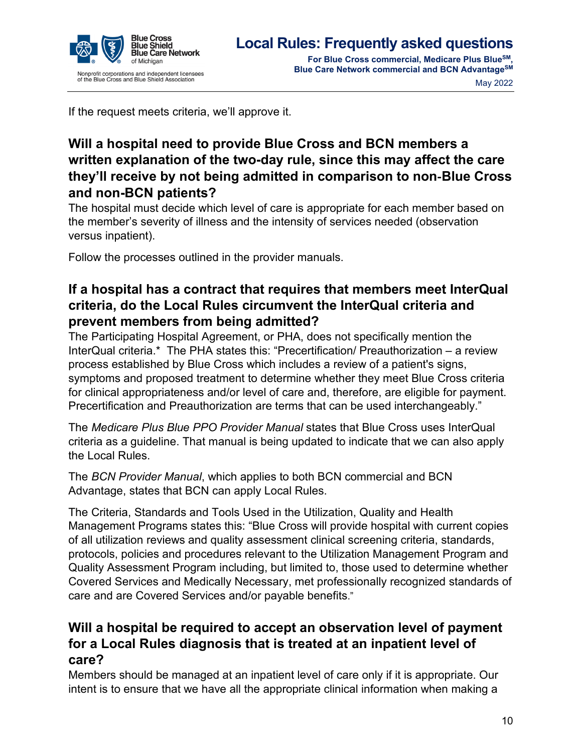If the request meets criteria, we'll approve it.

## Will a hospital need to provide Blue Cross and BCN members a written explanation of the two-day rule, since this may affect the care they'll receive by not being admitted in comparison to non-Blue Cross and non-BCN patients?

The hospital must decide which level of care is appropriate for each member based on the member's severity of illness and the intensity of services needed (observation versus inpatient).

Follow the processes outlined in the provider manuals.

## If a hospital has a contract that requires that members meet InterQual criteria, do the Local Rules circumvent the InterQual criteria and prevent members from being admitted?

The Participating Hospital Agreement, or PHA, does not specifically mention the InterQual criteria.* The PHA states this: "Precertification/ Preauthorization – a review process established by Blue Cross which includes a review of a patient's signs, symptoms and proposed treatment to determine whether they meet Blue Cross criteria for clinical appropriateness and/or level of care and, therefore, are eligible for payment. Precertification and Preauthorization are terms that can be used interchangeably."

The *Medicare Plus Blue PPO Provider Manual* states that Blue Cross uses InterQual criteria as a guideline. That manual is being updated to indicate that we can also apply the Local Rules.

The *BCN Provider Manual*, which applies to both BCN commercial and BCN Advantage, states that BCN can apply Local Rules.

The Criteria, Standards and Tools Used in the Utilization, Quality and Health Management Programs states this: "Blue Cross will provide hospital with current copies of all utilization reviews and quality assessment clinical screening criteria, standards, protocols, policies and procedures relevant to the Utilization Management Program and Quality Assessment Program including, but limited to, those used to determine whether Covered Services and Medically Necessary, met professionally recognized standards of care and are Covered Services and/or payable benefits."

## Will a hospital be required to accept an observation level of payment for a Local Rules diagnosis that is treated at an inpatient level of care?

Members should be managed at an inpatient level of care only if it is appropriate. Our intent is to ensure that we have all the appropriate clinical information when making a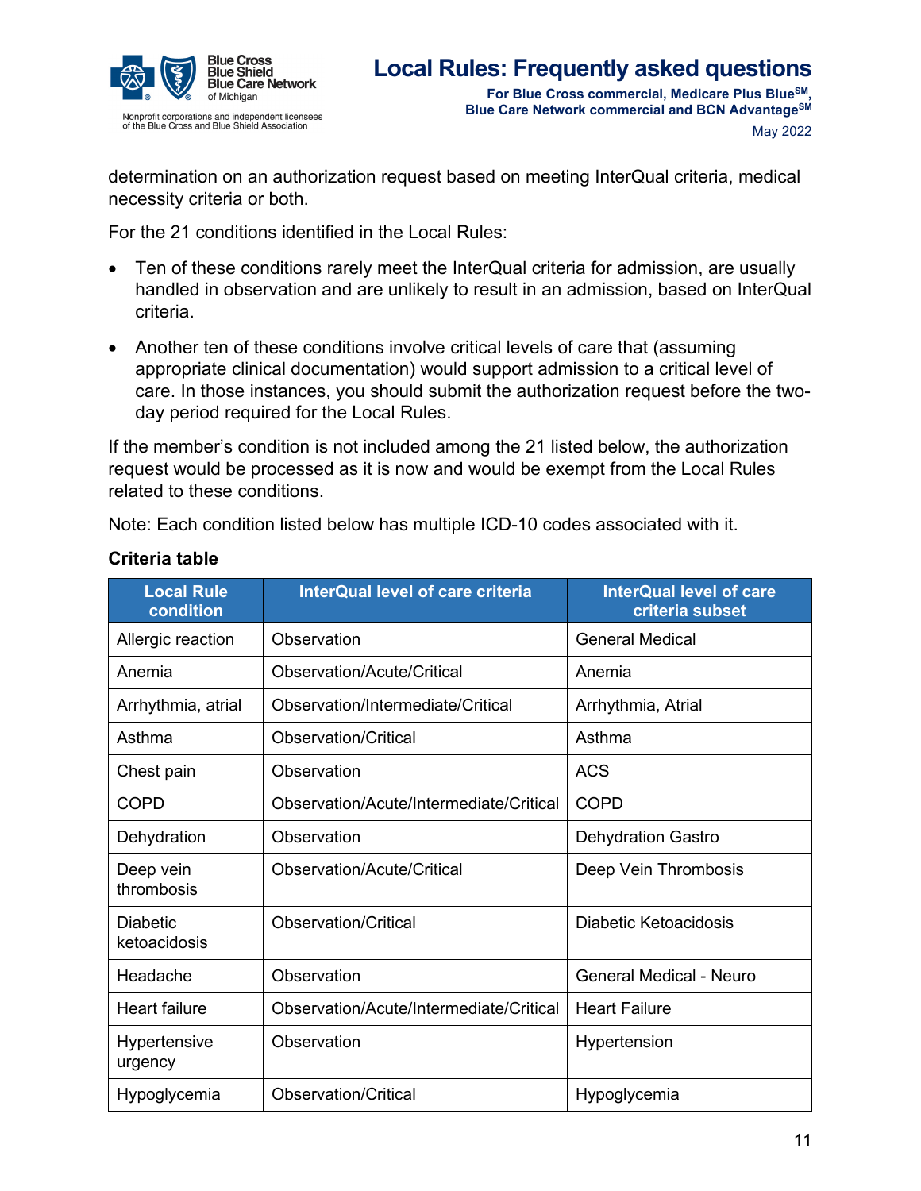determination on an authorization request based on meeting InterQual criteria, medical necessity criteria or both.

For the 21 conditions identified in the Local Rules:

- Ten of these conditions rarely meet the InterQual criteria for admission, are usually handled in observation and are unlikely to result in an admission, based on InterQual criteria.
- Another ten of these conditions involve critical levels of care that (assuming appropriate clinical documentation) would support admission to a critical level of care. In those instances, you should submit the authorization request before the two-day period required for the Local Rules.

If the member's condition is not included among the 21 listed below, the authorization request would be processed as it is now and would be exempt from the Local Rules related to these conditions.

Note: Each condition listed below has multiple ICD-10 codes associated with it.

**Criteria table**

| Local Rule condition | InterQual level of care criteria | InterQual level of care criteria subset |
|---|---|---|
| Allergic reaction | Observation | General Medical |
| Anemia | Observation/Acute/Critical | Anemia |
| Arrhythmia, atrial | Observation/Intermediate/Critical | Arrhythmia, Atrial |
| Asthma | Observation/Critical | Asthma |
| Chest pain | Observation | ACS |
| COPD | Observation/Acute/Intermediate/Critical | COPD |
| Dehydration | Observation | Dehydration Gastro |
| Deep vein thrombosis | Observation/Acute/Critical | Deep Vein Thrombosis |
| Diabetic ketoacidosis | Observation/Critical | Diabetic Ketoacidosis |
| Headache | Observation | General Medical - Neuro |
| Heart failure | Observation/Acute/Intermediate/Critical | Heart Failure |
| Hypertensive urgency | Observation | Hypertension |
| Hypoglycemia | Observation/Critical | Hypoglycemia |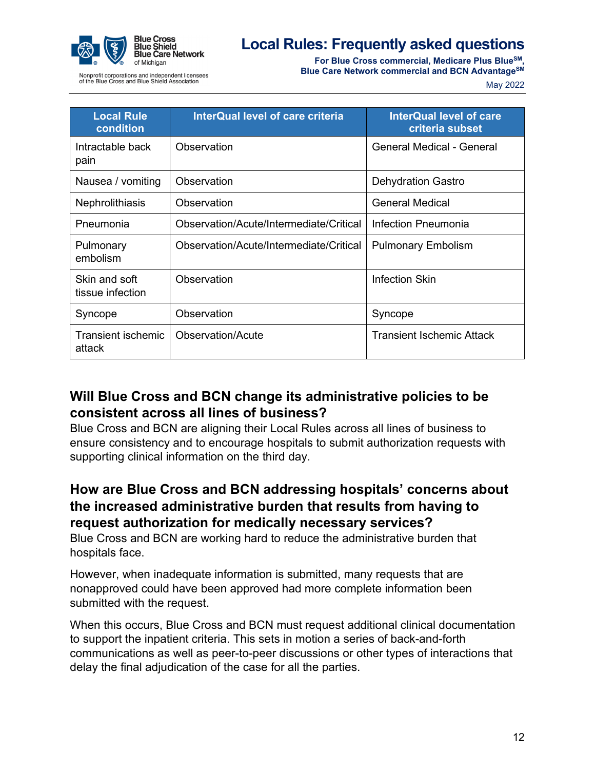| Local Rule condition | InterQual level of care criteria | InterQual level of care criteria subset |
|---|---|---|
| Intractable back pain | Observation | General Medical - General |
| Nausea / vomiting | Observation | Dehydration Gastro |
| Nephrolithiasis | Observation | General Medical |
| Pneumonia | Observation/Acute/Intermediate/Critical | Infection Pneumonia |
| Pulmonary embolism | Observation/Acute/Intermediate/Critical | Pulmonary Embolism |
| Skin and soft tissue infection | Observation | Infection Skin |
| Syncope | Observation | Syncope |
| Transient ischemic attack | Observation/Acute | Transient Ischemic Attack |

## Will Blue Cross and BCN change its administrative policies to be consistent across all lines of business?

Blue Cross and BCN are aligning their Local Rules across all lines of business to ensure consistency and to encourage hospitals to submit authorization requests with supporting clinical information on the third day.

## How are Blue Cross and BCN addressing hospitals' concerns about the increased administrative burden that results from having to request authorization for medically necessary services?

Blue Cross and BCN are working hard to reduce the administrative burden that hospitals face.

However, when inadequate information is submitted, many requests that are nonapproved could have been approved had more complete information been submitted with the request.

When this occurs, Blue Cross and BCN must request additional clinical documentation to support the inpatient criteria. This sets in motion a series of back-and-forth communications as well as peer-to-peer discussions or other types of interactions that delay the final adjudication of the case for all the parties.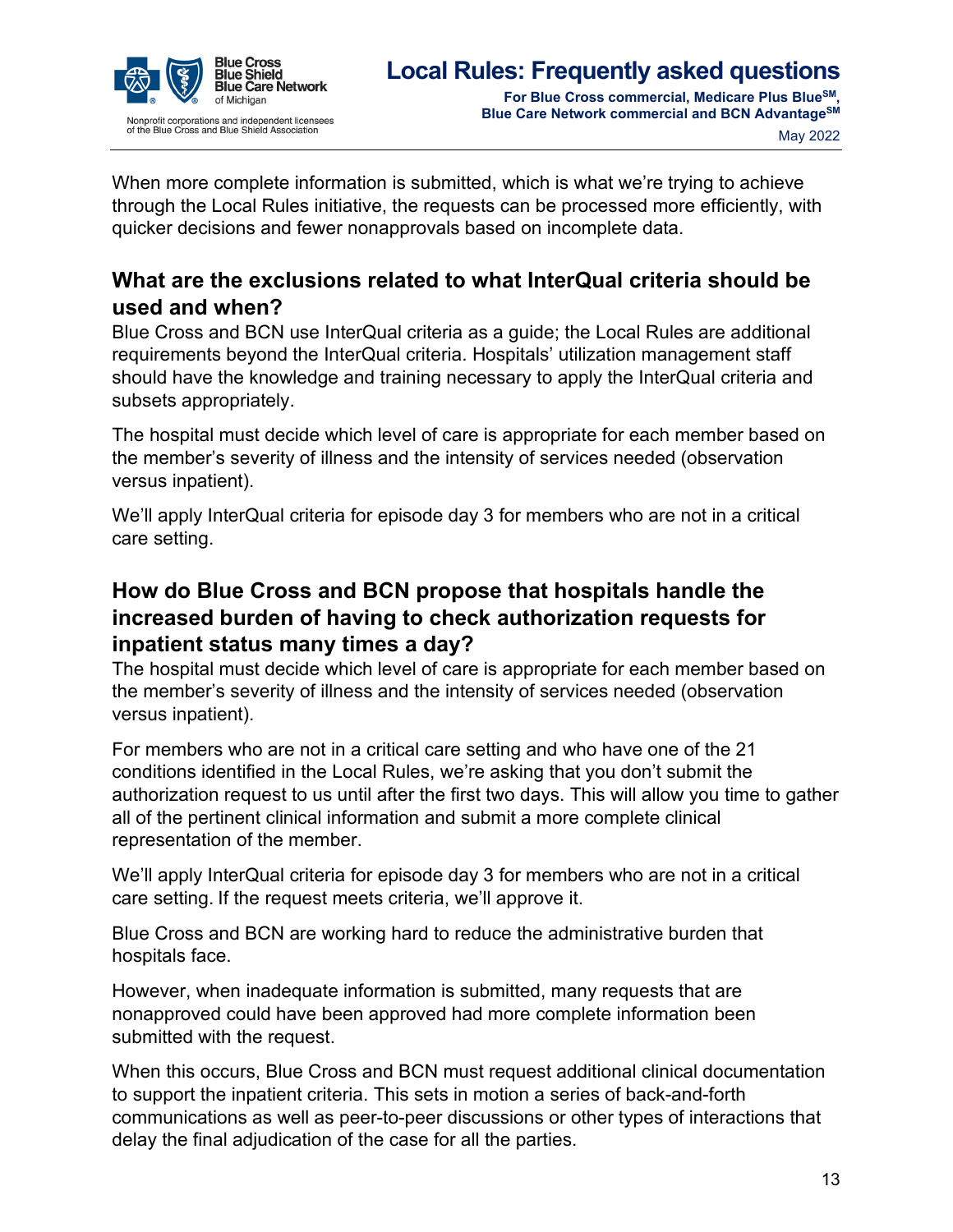When more complete information is submitted, which is what we're trying to achieve through the Local Rules initiative, the requests can be processed more efficiently, with quicker decisions and fewer nonapprovals based on incomplete data.

## What are the exclusions related to what InterQual criteria should be used and when?

Blue Cross and BCN use InterQual criteria as a guide; the Local Rules are additional requirements beyond the InterQual criteria. Hospitals' utilization management staff should have the knowledge and training necessary to apply the InterQual criteria and subsets appropriately.

The hospital must decide which level of care is appropriate for each member based on the member's severity of illness and the intensity of services needed (observation versus inpatient).

We'll apply InterQual criteria for episode day 3 for members who are not in a critical care setting.

## How do Blue Cross and BCN propose that hospitals handle the increased burden of having to check authorization requests for inpatient status many times a day?

The hospital must decide which level of care is appropriate for each member based on the member's severity of illness and the intensity of services needed (observation versus inpatient).

For members who are not in a critical care setting and who have one of the 21 conditions identified in the Local Rules, we're asking that you don't submit the authorization request to us until after the first two days. This will allow you time to gather all of the pertinent clinical information and submit a more complete clinical representation of the member.

We'll apply InterQual criteria for episode day 3 for members who are not in a critical care setting. If the request meets criteria, we'll approve it.

Blue Cross and BCN are working hard to reduce the administrative burden that hospitals face.

However, when inadequate information is submitted, many requests that are nonapproved could have been approved had more complete information been submitted with the request.

When this occurs, Blue Cross and BCN must request additional clinical documentation to support the inpatient criteria. This sets in motion a series of back-and-forth communications as well as peer-to-peer discussions or other types of interactions that delay the final adjudication of the case for all the parties.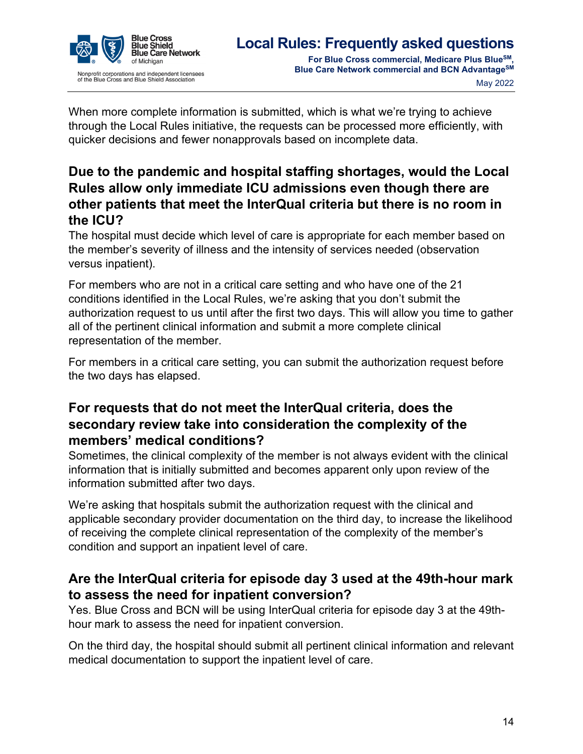When more complete information is submitted, which is what we're trying to achieve through the Local Rules initiative, the requests can be processed more efficiently, with quicker decisions and fewer nonapprovals based on incomplete data.

## Due to the pandemic and hospital staffing shortages, would the Local Rules allow only immediate ICU admissions even though there are other patients that meet the InterQual criteria but there is no room in the ICU?

The hospital must decide which level of care is appropriate for each member based on the member's severity of illness and the intensity of services needed (observation versus inpatient).

For members who are not in a critical care setting and who have one of the 21 conditions identified in the Local Rules, we're asking that you don't submit the authorization request to us until after the first two days. This will allow you time to gather all of the pertinent clinical information and submit a more complete clinical representation of the member.

For members in a critical care setting, you can submit the authorization request before the two days has elapsed.

## For requests that do not meet the InterQual criteria, does the secondary review take into consideration the complexity of the members' medical conditions?

Sometimes, the clinical complexity of the member is not always evident with the clinical information that is initially submitted and becomes apparent only upon review of the information submitted after two days.

We're asking that hospitals submit the authorization request with the clinical and applicable secondary provider documentation on the third day, to increase the likelihood of receiving the complete clinical representation of the complexity of the member's condition and support an inpatient level of care.

## Are the InterQual criteria for episode day 3 used at the 49th-hour mark to assess the need for inpatient conversion?

Yes. Blue Cross and BCN will be using InterQual criteria for episode day 3 at the 49th-hour mark to assess the need for inpatient conversion.

On the third day, the hospital should submit all pertinent clinical information and relevant medical documentation to support the inpatient level of care.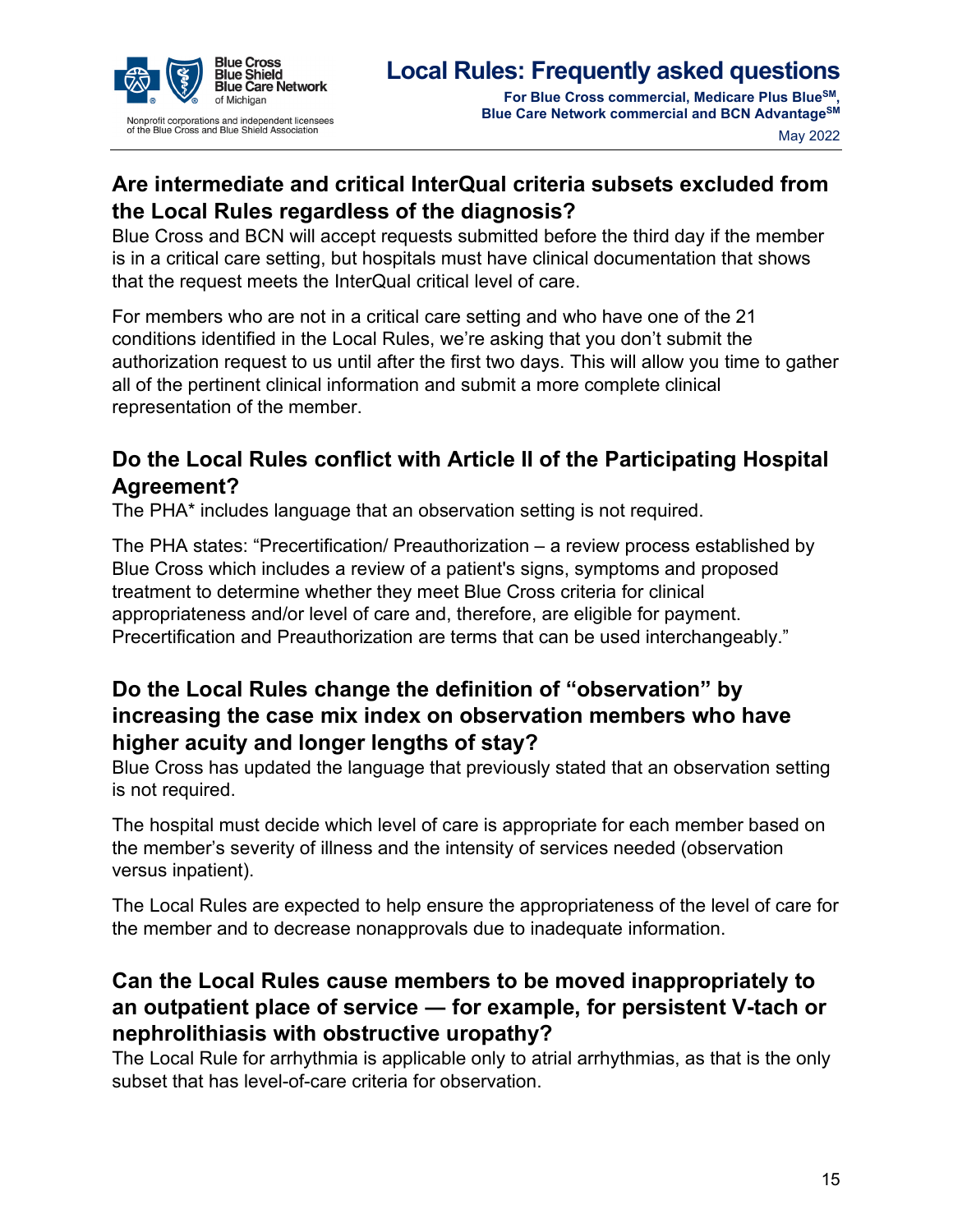## Are intermediate and critical InterQual criteria subsets excluded from the Local Rules regardless of the diagnosis?

Blue Cross and BCN will accept requests submitted before the third day if the member is in a critical care setting, but hospitals must have clinical documentation that shows that the request meets the InterQual critical level of care.

For members who are not in a critical care setting and who have one of the 21 conditions identified in the Local Rules, we're asking that you don't submit the authorization request to us until after the first two days. This will allow you time to gather all of the pertinent clinical information and submit a more complete clinical representation of the member.

## Do the Local Rules conflict with Article II of the Participating Hospital Agreement?

The PHA* includes language that an observation setting is not required.

The PHA states: "Precertification/ Preauthorization – a review process established by Blue Cross which includes a review of a patient's signs, symptoms and proposed treatment to determine whether they meet Blue Cross criteria for clinical appropriateness and/or level of care and, therefore, are eligible for payment. Precertification and Preauthorization are terms that can be used interchangeably."

## Do the Local Rules change the definition of "observation" by increasing the case mix index on observation members who have higher acuity and longer lengths of stay?

Blue Cross has updated the language that previously stated that an observation setting is not required.

The hospital must decide which level of care is appropriate for each member based on the member's severity of illness and the intensity of services needed (observation versus inpatient).

The Local Rules are expected to help ensure the appropriateness of the level of care for the member and to decrease nonapprovals due to inadequate information.

## Can the Local Rules cause members to be moved inappropriately to an outpatient place of service — for example, for persistent V-tach or nephrolithiasis with obstructive uropathy?

The Local Rule for arrhythmia is applicable only to atrial arrhythmias, as that is the only subset that has level-of-care criteria for observation.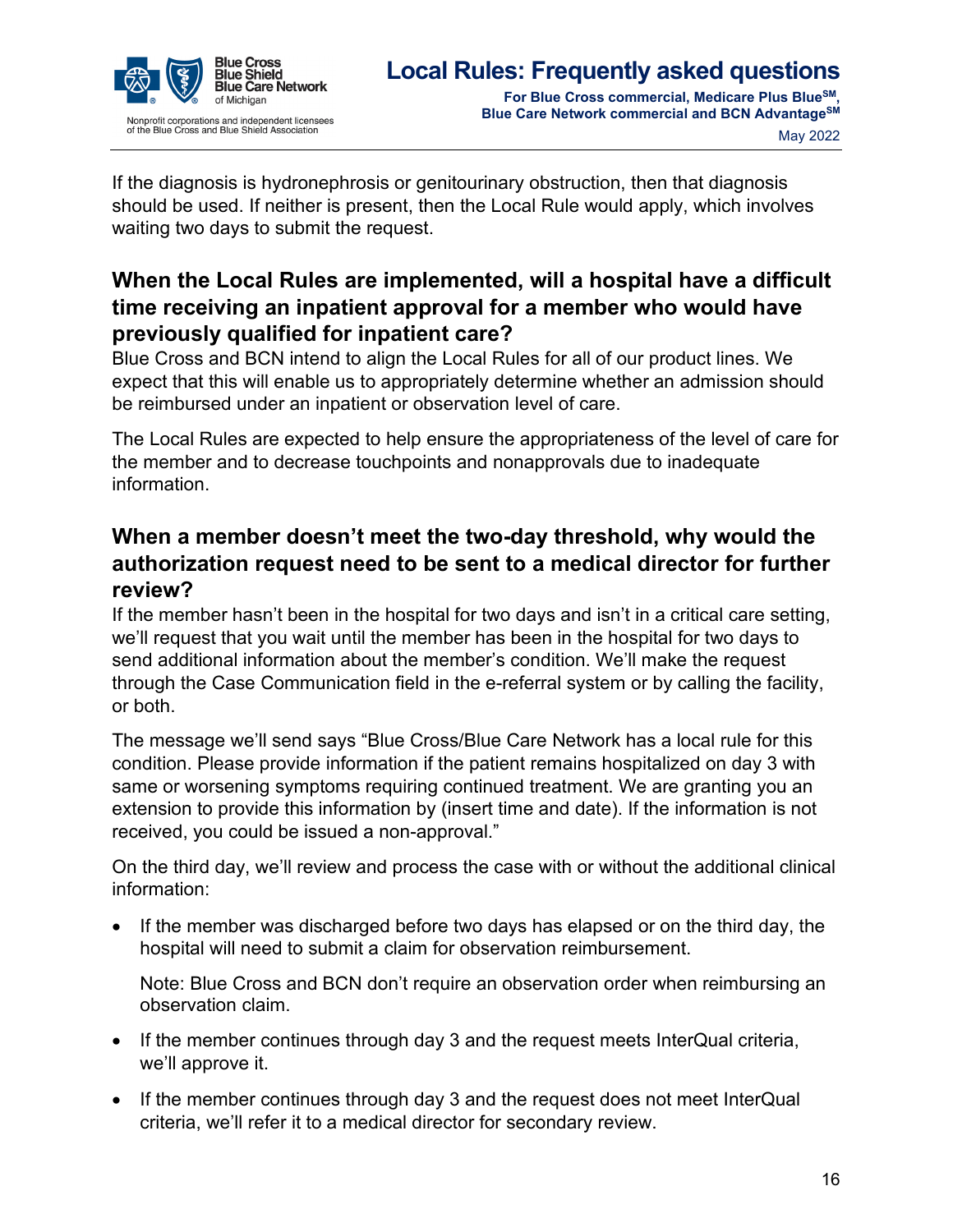If the diagnosis is hydronephrosis or genitourinary obstruction, then that diagnosis should be used. If neither is present, then the Local Rule would apply, which involves waiting two days to submit the request.

## When the Local Rules are implemented, will a hospital have a difficult time receiving an inpatient approval for a member who would have previously qualified for inpatient care?

Blue Cross and BCN intend to align the Local Rules for all of our product lines. We expect that this will enable us to appropriately determine whether an admission should be reimbursed under an inpatient or observation level of care.

The Local Rules are expected to help ensure the appropriateness of the level of care for the member and to decrease touchpoints and nonapprovals due to inadequate information.

## When a member doesn't meet the two-day threshold, why would the authorization request need to be sent to a medical director for further review?

If the member hasn't been in the hospital for two days and isn't in a critical care setting, we'll request that you wait until the member has been in the hospital for two days to send additional information about the member's condition. We'll make the request through the Case Communication field in the e-referral system or by calling the facility, or both.

The message we'll send says "Blue Cross/Blue Care Network has a local rule for this condition. Please provide information if the patient remains hospitalized on day 3 with same or worsening symptoms requiring continued treatment. We are granting you an extension to provide this information by (insert time and date). If the information is not received, you could be issued a non-approval."

On the third day, we'll review and process the case with or without the additional clinical information:

- If the member was discharged before two days has elapsed or on the third day, the hospital will need to submit a claim for observation reimbursement.

  Note: Blue Cross and BCN don't require an observation order when reimbursing an observation claim.

- If the member continues through day 3 and the request meets InterQual criteria, we'll approve it.
- If the member continues through day 3 and the request does not meet InterQual criteria, we'll refer it to a medical director for secondary review.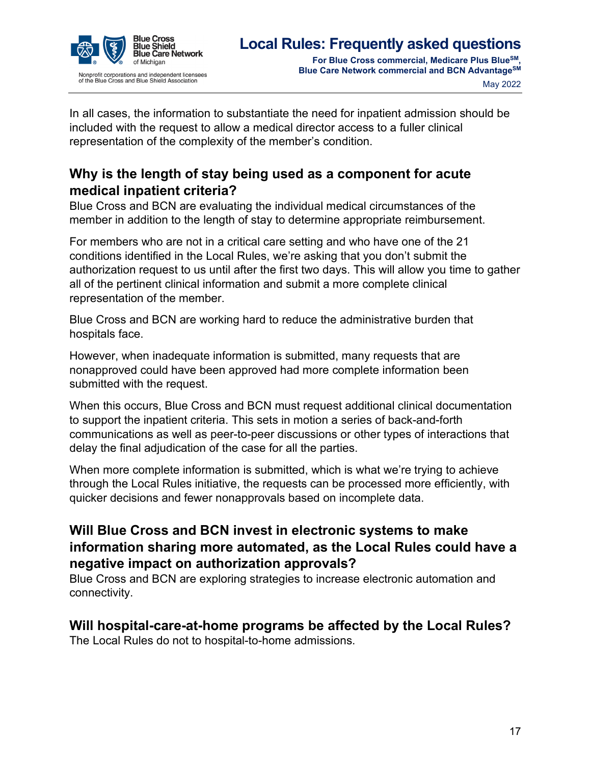In all cases, the information to substantiate the need for inpatient admission should be included with the request to allow a medical director access to a fuller clinical representation of the complexity of the member's condition.

## Why is the length of stay being used as a component for acute medical inpatient criteria?

Blue Cross and BCN are evaluating the individual medical circumstances of the member in addition to the length of stay to determine appropriate reimbursement.

For members who are not in a critical care setting and who have one of the 21 conditions identified in the Local Rules, we're asking that you don't submit the authorization request to us until after the first two days. This will allow you time to gather all of the pertinent clinical information and submit a more complete clinical representation of the member.

Blue Cross and BCN are working hard to reduce the administrative burden that hospitals face.

However, when inadequate information is submitted, many requests that are nonapproved could have been approved had more complete information been submitted with the request.

When this occurs, Blue Cross and BCN must request additional clinical documentation to support the inpatient criteria. This sets in motion a series of back-and-forth communications as well as peer-to-peer discussions or other types of interactions that delay the final adjudication of the case for all the parties.

When more complete information is submitted, which is what we're trying to achieve through the Local Rules initiative, the requests can be processed more efficiently, with quicker decisions and fewer nonapprovals based on incomplete data.

## Will Blue Cross and BCN invest in electronic systems to make information sharing more automated, as the Local Rules could have a negative impact on authorization approvals?

Blue Cross and BCN are exploring strategies to increase electronic automation and connectivity.

## Will hospital-care-at-home programs be affected by the Local Rules?

The Local Rules do not to hospital-to-home admissions.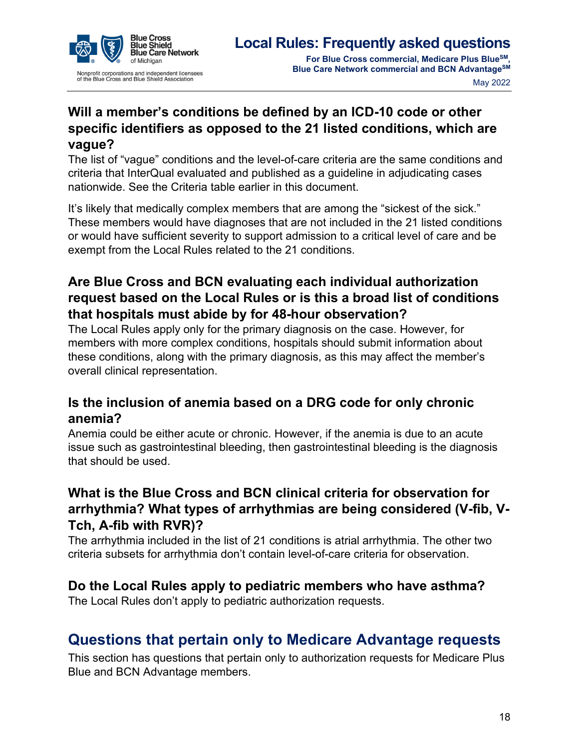### Will a member's conditions be defined by an ICD-10 code or other specific identifiers as opposed to the 21 listed conditions, which are vague?

The list of "vague" conditions and the level-of-care criteria are the same conditions and criteria that InterQual evaluated and published as a guideline in adjudicating cases nationwide. See the Criteria table earlier in this document.

It's likely that medically complex members that are among the "sickest of the sick." These members would have diagnoses that are not included in the 21 listed conditions or would have sufficient severity to support admission to a critical level of care and be exempt from the Local Rules related to the 21 conditions.

### Are Blue Cross and BCN evaluating each individual authorization request based on the Local Rules or is this a broad list of conditions that hospitals must abide by for 48-hour observation?

The Local Rules apply only for the primary diagnosis on the case. However, for members with more complex conditions, hospitals should submit information about these conditions, along with the primary diagnosis, as this may affect the member's overall clinical representation.

### Is the inclusion of anemia based on a DRG code for only chronic anemia?

Anemia could be either acute or chronic. However, if the anemia is due to an acute issue such as gastrointestinal bleeding, then gastrointestinal bleeding is the diagnosis that should be used.

### What is the Blue Cross and BCN clinical criteria for observation for arrhythmia? What types of arrhythmias are being considered (V-fib, V-Tch, A-fib with RVR)?

The arrhythmia included in the list of 21 conditions is atrial arrhythmia. The other two criteria subsets for arrhythmia don't contain level-of-care criteria for observation.

### Do the Local Rules apply to pediatric members who have asthma?

The Local Rules don't apply to pediatric authorization requests.

## Questions that pertain only to Medicare Advantage requests

This section has questions that pertain only to authorization requests for Medicare Plus Blue and BCN Advantage members.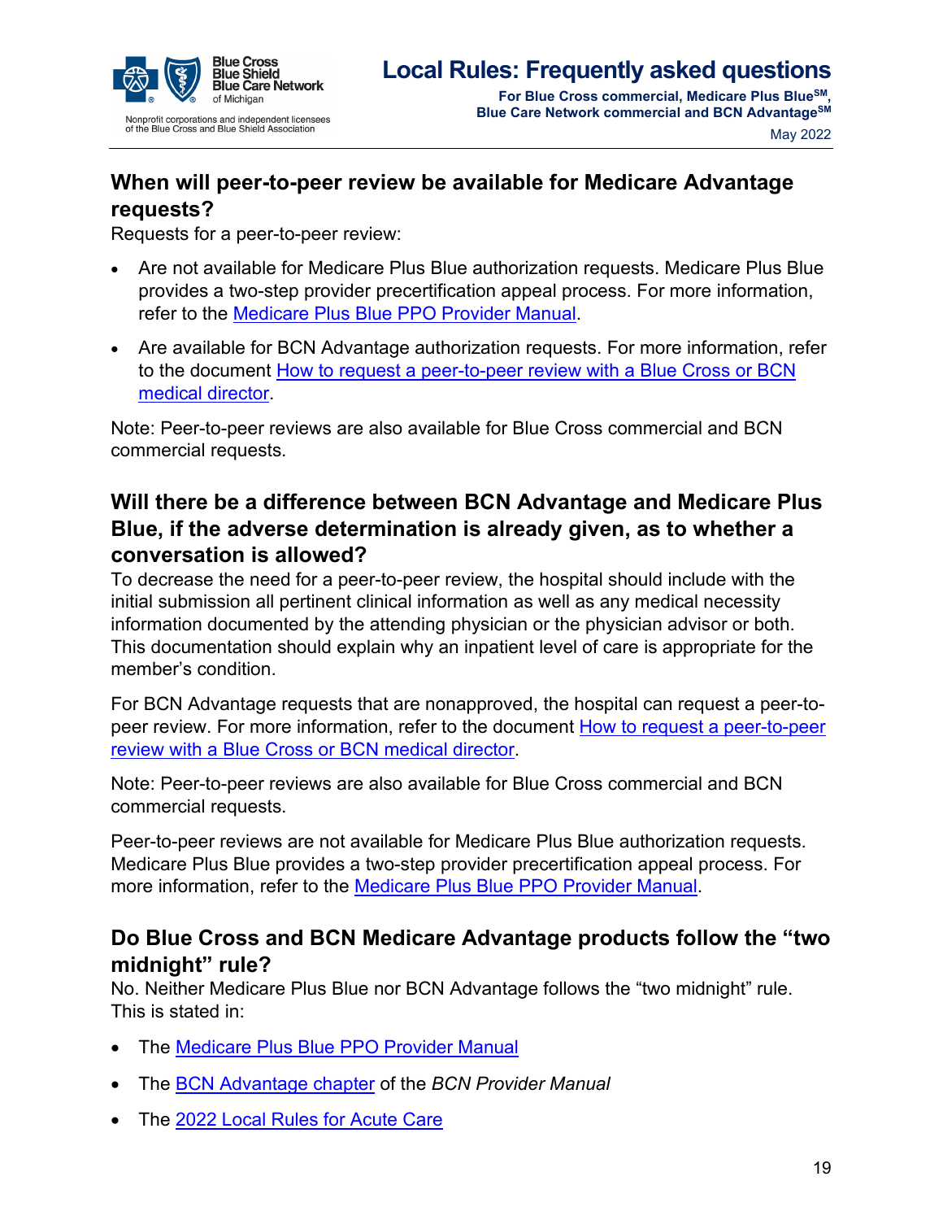## When will peer-to-peer review be available for Medicare Advantage requests?

Requests for a peer-to-peer review:

- Are not available for Medicare Plus Blue authorization requests. Medicare Plus Blue provides a two-step provider precertification appeal process. For more information, refer to the Medicare Plus Blue PPO Provider Manual.
- Are available for BCN Advantage authorization requests. For more information, refer to the document How to request a peer-to-peer review with a Blue Cross or BCN medical director.

Note: Peer-to-peer reviews are also available for Blue Cross commercial and BCN commercial requests.

## Will there be a difference between BCN Advantage and Medicare Plus Blue, if the adverse determination is already given, as to whether a conversation is allowed?

To decrease the need for a peer-to-peer review, the hospital should include with the initial submission all pertinent clinical information as well as any medical necessity information documented by the attending physician or the physician advisor or both. This documentation should explain why an inpatient level of care is appropriate for the member's condition.

For BCN Advantage requests that are nonapproved, the hospital can request a peer-to-peer review. For more information, refer to the document How to request a peer-to-peer review with a Blue Cross or BCN medical director.

Note: Peer-to-peer reviews are also available for Blue Cross commercial and BCN commercial requests.

Peer-to-peer reviews are not available for Medicare Plus Blue authorization requests. Medicare Plus Blue provides a two-step provider precertification appeal process. For more information, refer to the Medicare Plus Blue PPO Provider Manual.

## Do Blue Cross and BCN Medicare Advantage products follow the "two midnight" rule?

No. Neither Medicare Plus Blue nor BCN Advantage follows the "two midnight" rule. This is stated in:

- The Medicare Plus Blue PPO Provider Manual
- The BCN Advantage chapter of the *BCN Provider Manual*
- The 2022 Local Rules for Acute Care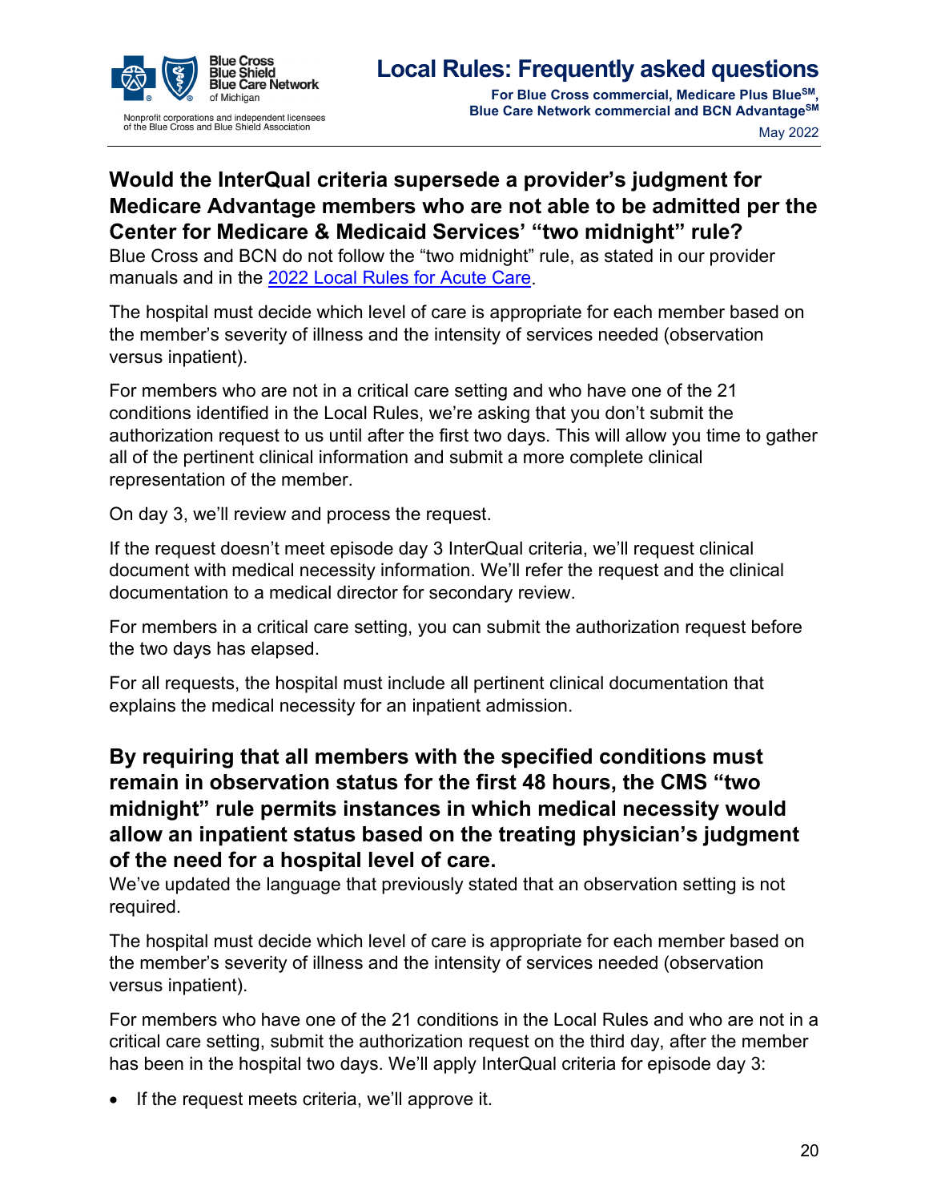## Would the InterQual criteria supersede a provider's judgment for Medicare Advantage members who are not able to be admitted per the Center for Medicare & Medicaid Services' "two midnight" rule?

Blue Cross and BCN do not follow the "two midnight" rule, as stated in our provider manuals and in the 2022 Local Rules for Acute Care.

The hospital must decide which level of care is appropriate for each member based on the member's severity of illness and the intensity of services needed (observation versus inpatient).

For members who are not in a critical care setting and who have one of the 21 conditions identified in the Local Rules, we're asking that you don't submit the authorization request to us until after the first two days. This will allow you time to gather all of the pertinent clinical information and submit a more complete clinical representation of the member.

On day 3, we'll review and process the request.

If the request doesn't meet episode day 3 InterQual criteria, we'll request clinical document with medical necessity information. We'll refer the request and the clinical documentation to a medical director for secondary review.

For members in a critical care setting, you can submit the authorization request before the two days has elapsed.

For all requests, the hospital must include all pertinent clinical documentation that explains the medical necessity for an inpatient admission.

## By requiring that all members with the specified conditions must remain in observation status for the first 48 hours, the CMS "two midnight" rule permits instances in which medical necessity would allow an inpatient status based on the treating physician's judgment of the need for a hospital level of care.

We've updated the language that previously stated that an observation setting is not required.

The hospital must decide which level of care is appropriate for each member based on the member's severity of illness and the intensity of services needed (observation versus inpatient).

For members who have one of the 21 conditions in the Local Rules and who are not in a critical care setting, submit the authorization request on the third day, after the member has been in the hospital two days. We'll apply InterQual criteria for episode day 3:

- If the request meets criteria, we'll approve it.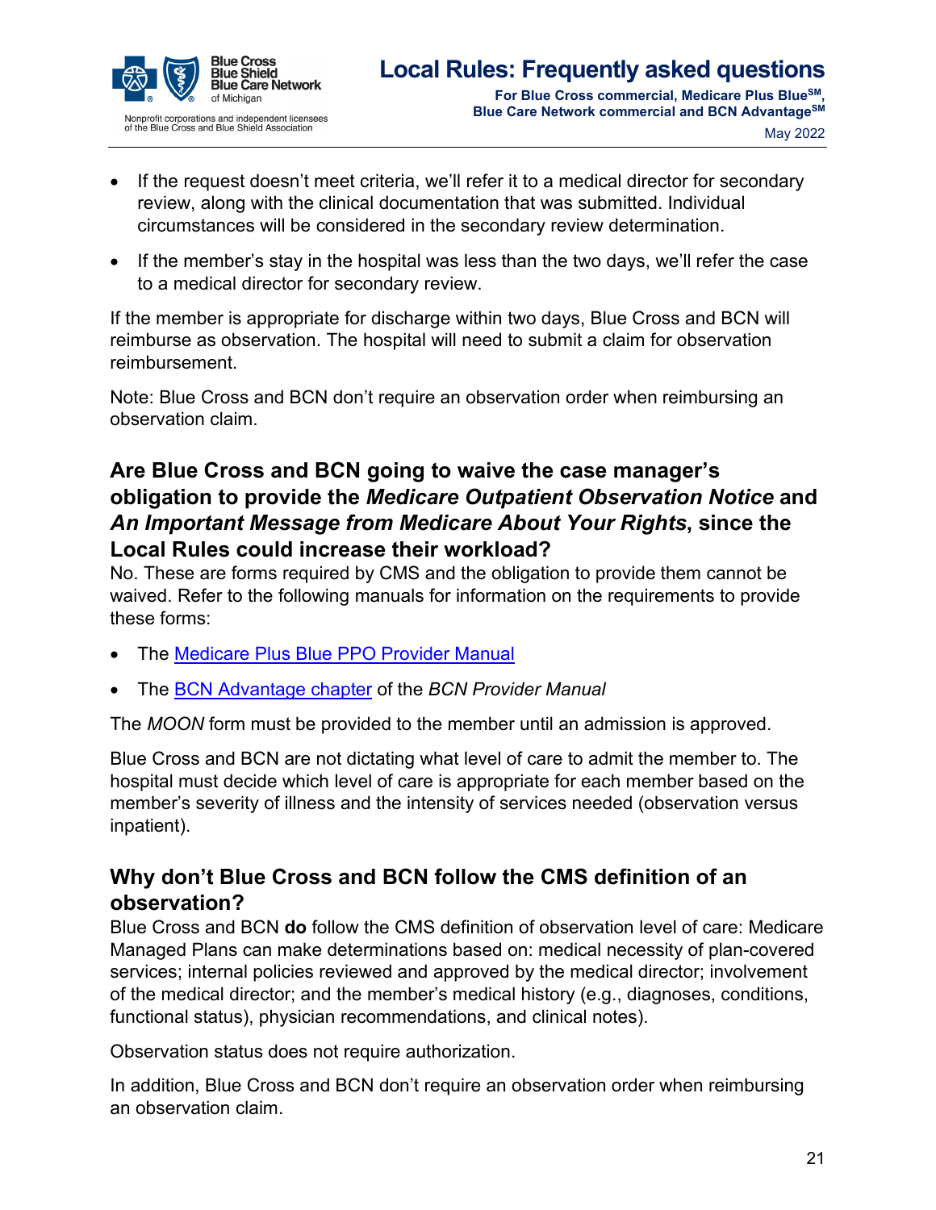- If the request doesn't meet criteria, we'll refer it to a medical director for secondary review, along with the clinical documentation that was submitted. Individual circumstances will be considered in the secondary review determination.
- If the member's stay in the hospital was less than the two days, we'll refer the case to a medical director for secondary review.

If the member is appropriate for discharge within two days, Blue Cross and BCN will reimburse as observation. The hospital will need to submit a claim for observation reimbursement.

Note: Blue Cross and BCN don't require an observation order when reimbursing an observation claim.

## Are Blue Cross and BCN going to waive the case manager's obligation to provide the *Medicare Outpatient Observation Notice* and *An Important Message from Medicare About Your Rights*, since the Local Rules could increase their workload?

No. These are forms required by CMS and the obligation to provide them cannot be waived. Refer to the following manuals for information on the requirements to provide these forms:

- The Medicare Plus Blue PPO Provider Manual
- The BCN Advantage chapter of the *BCN Provider Manual*

The *MOON* form must be provided to the member until an admission is approved.

Blue Cross and BCN are not dictating what level of care to admit the member to. The hospital must decide which level of care is appropriate for each member based on the member's severity of illness and the intensity of services needed (observation versus inpatient).

## Why don't Blue Cross and BCN follow the CMS definition of an observation?

Blue Cross and BCN **do** follow the CMS definition of observation level of care: Medicare Managed Plans can make determinations based on: medical necessity of plan-covered services; internal policies reviewed and approved by the medical director; involvement of the medical director; and the member's medical history (e.g., diagnoses, conditions, functional status), physician recommendations, and clinical notes).

Observation status does not require authorization.

In addition, Blue Cross and BCN don't require an observation order when reimbursing an observation claim.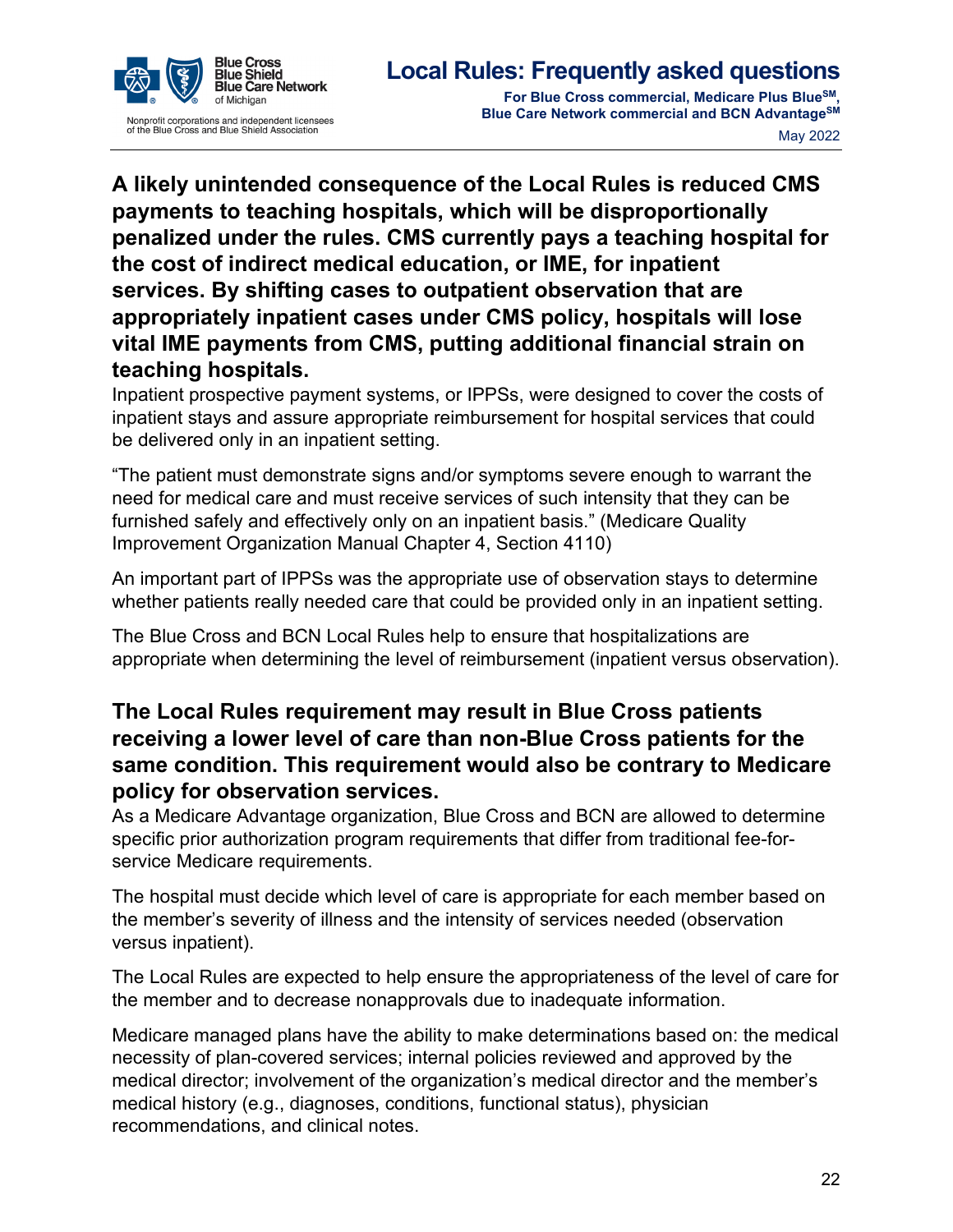### A likely unintended consequence of the Local Rules is reduced CMS payments to teaching hospitals, which will be disproportionally penalized under the rules. CMS currently pays a teaching hospital for the cost of indirect medical education, or IME, for inpatient services. By shifting cases to outpatient observation that are appropriately inpatient cases under CMS policy, hospitals will lose vital IME payments from CMS, putting additional financial strain on teaching hospitals.

Inpatient prospective payment systems, or IPPSs, were designed to cover the costs of inpatient stays and assure appropriate reimbursement for hospital services that could be delivered only in an inpatient setting.

"The patient must demonstrate signs and/or symptoms severe enough to warrant the need for medical care and must receive services of such intensity that they can be furnished safely and effectively only on an inpatient basis." (Medicare Quality Improvement Organization Manual Chapter 4, Section 4110)

An important part of IPPSs was the appropriate use of observation stays to determine whether patients really needed care that could be provided only in an inpatient setting.

The Blue Cross and BCN Local Rules help to ensure that hospitalizations are appropriate when determining the level of reimbursement (inpatient versus observation).

### The Local Rules requirement may result in Blue Cross patients receiving a lower level of care than non-Blue Cross patients for the same condition. This requirement would also be contrary to Medicare policy for observation services.

As a Medicare Advantage organization, Blue Cross and BCN are allowed to determine specific prior authorization program requirements that differ from traditional fee-for-service Medicare requirements.

The hospital must decide which level of care is appropriate for each member based on the member's severity of illness and the intensity of services needed (observation versus inpatient).

The Local Rules are expected to help ensure the appropriateness of the level of care for the member and to decrease nonapprovals due to inadequate information.

Medicare managed plans have the ability to make determinations based on: the medical necessity of plan-covered services; internal policies reviewed and approved by the medical director; involvement of the organization's medical director and the member's medical history (e.g., diagnoses, conditions, functional status), physician recommendations, and clinical notes.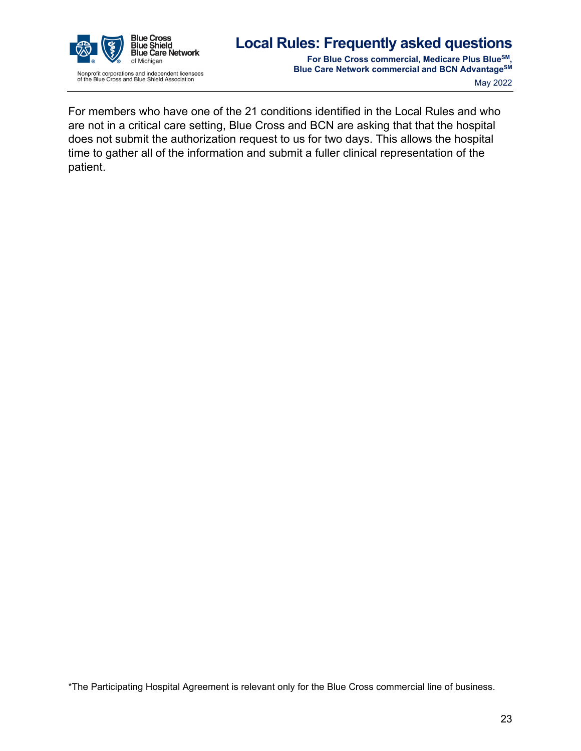For members who have one of the 21 conditions identified in the Local Rules and who are not in a critical care setting, Blue Cross and BCN are asking that that the hospital does not submit the authorization request to us for two days. This allows the hospital time to gather all of the information and submit a fuller clinical representation of the patient.

*The Participating Hospital Agreement is relevant only for the Blue Cross commercial line of business.